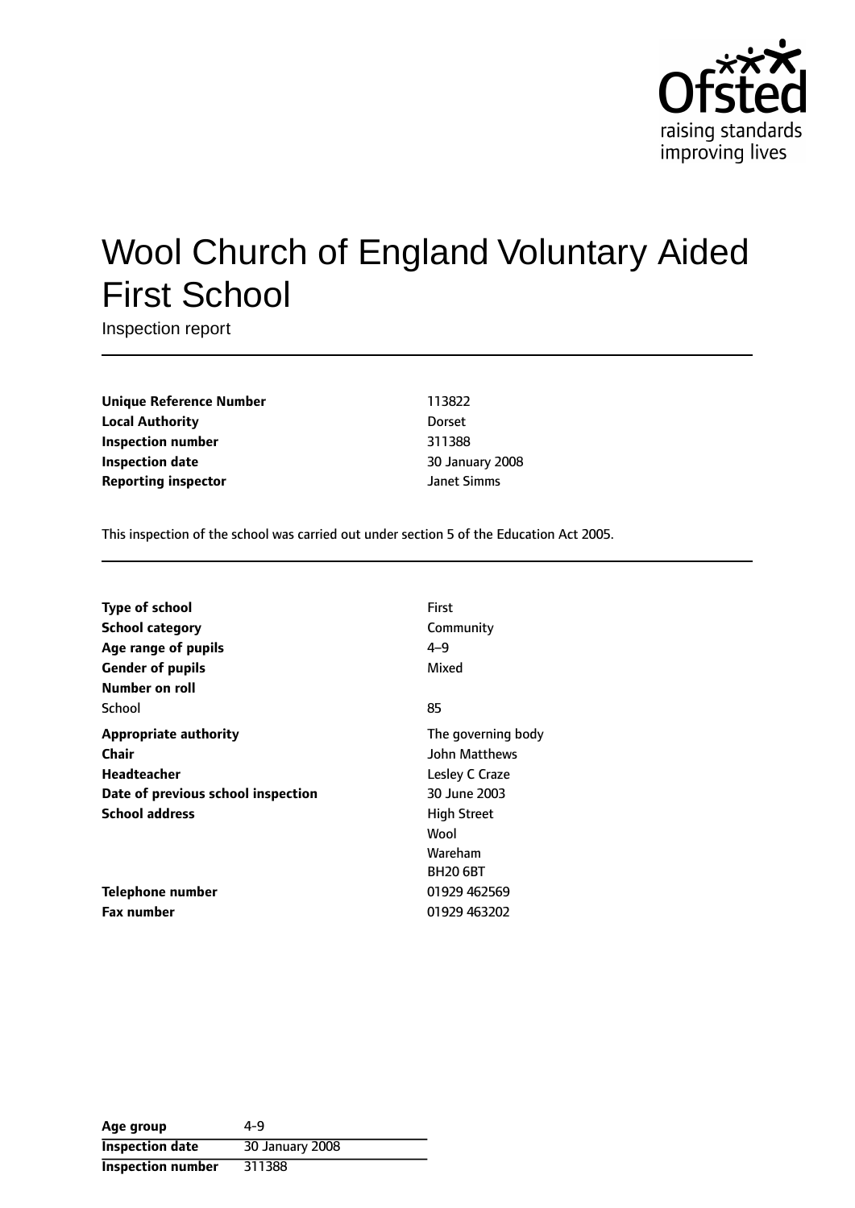Ofsted
raising standards
improving lives

# Wool Church of England Voluntary Aided First School

Inspection report

| | |
|---|---|
| **Unique Reference Number** | 113822 |
| **Local Authority** | Dorset |
| **Inspection number** | 311388 |
| **Inspection date** | 30 January 2008 |
| **Reporting inspector** | Janet Simms |

This inspection of the school was carried out under section 5 of the Education Act 2005.

| | |
|---|---|
| **Type of school** | First |
| **School category** | Community |
| **Age range of pupils** | 4–9 |
| **Gender of pupils** | Mixed |
| **Number on roll** | |
| School | 85 |
| **Appropriate authority** | The governing body |
| **Chair** | John Matthews |
| **Headteacher** | Lesley C Craze |
| **Date of previous school inspection** | 30 June 2003 |
| **School address** | High Street<br>Wool<br>Wareham<br>BH20 6BT |
| **Telephone number** | 01929 462569 |
| **Fax number** | 01929 463202 |

| | |
|---|---|
| **Age group** | 4-9 |
| **Inspection date** | 30 January 2008 |
| **Inspection number** | 311388 |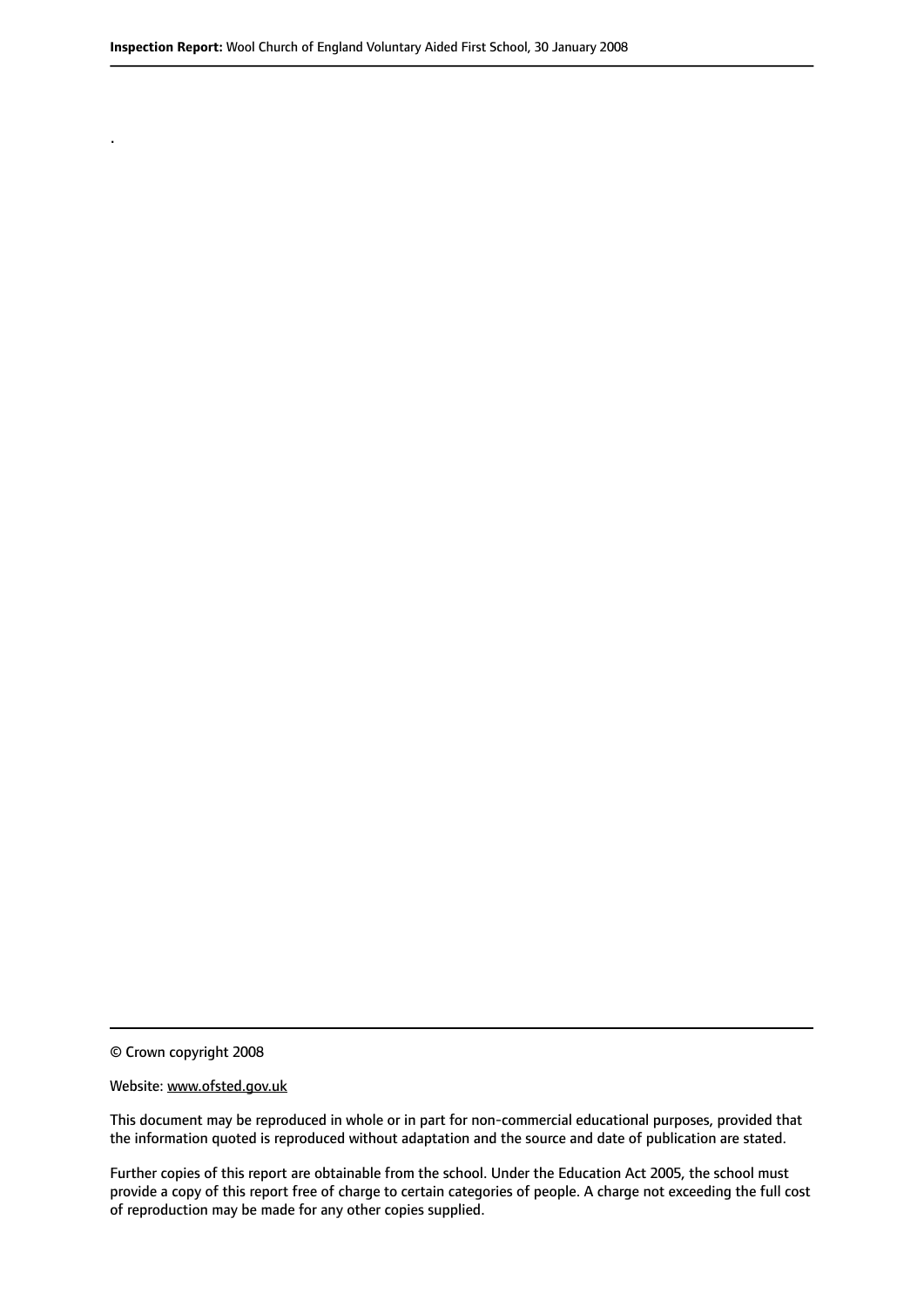.

© Crown copyright 2008

Website: www.ofsted.gov.uk

This document may be reproduced in whole or in part for non-commercial educational purposes, provided that the information quoted is reproduced without adaptation and the source and date of publication are stated.

Further copies of this report are obtainable from the school. Under the Education Act 2005, the school must provide a copy of this report free of charge to certain categories of people. A charge not exceeding the full cost of reproduction may be made for any other copies supplied.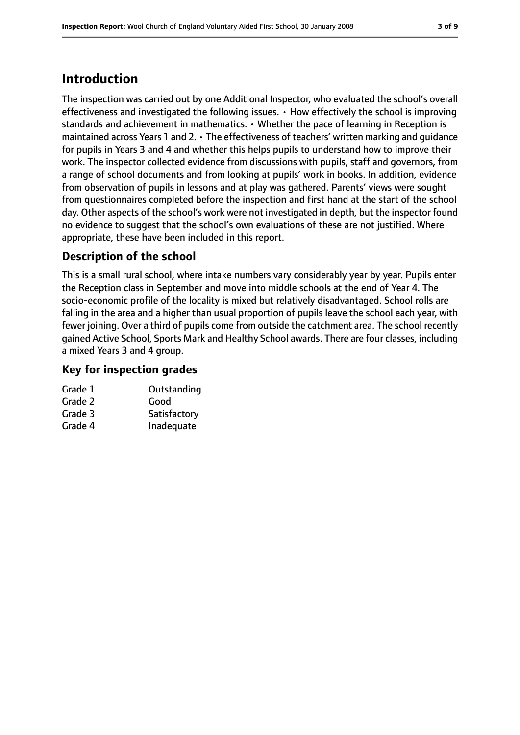## Introduction

The inspection was carried out by one Additional Inspector, who evaluated the school's overall effectiveness and investigated the following issues. • How effectively the school is improving standards and achievement in mathematics. • Whether the pace of learning in Reception is maintained across Years 1 and 2. • The effectiveness of teachers' written marking and guidance for pupils in Years 3 and 4 and whether this helps pupils to understand how to improve their work. The inspector collected evidence from discussions with pupils, staff and governors, from a range of school documents and from looking at pupils' work in books. In addition, evidence from observation of pupils in lessons and at play was gathered. Parents' views were sought from questionnaires completed before the inspection and first hand at the start of the school day. Other aspects of the school's work were not investigated in depth, but the inspector found no evidence to suggest that the school's own evaluations of these are not justified. Where appropriate, these have been included in this report.

### Description of the school

This is a small rural school, where intake numbers vary considerably year by year. Pupils enter the Reception class in September and move into middle schools at the end of Year 4. The socio-economic profile of the locality is mixed but relatively disadvantaged. School rolls are falling in the area and a higher than usual proportion of pupils leave the school each year, with fewer joining. Over a third of pupils come from outside the catchment area. The school recently gained Active School, Sports Mark and Healthy School awards. There are four classes, including a mixed Years 3 and 4 group.

### Key for inspection grades

| | |
|---|---|
| Grade 1 | Outstanding |
| Grade 2 | Good |
| Grade 3 | Satisfactory |
| Grade 4 | Inadequate |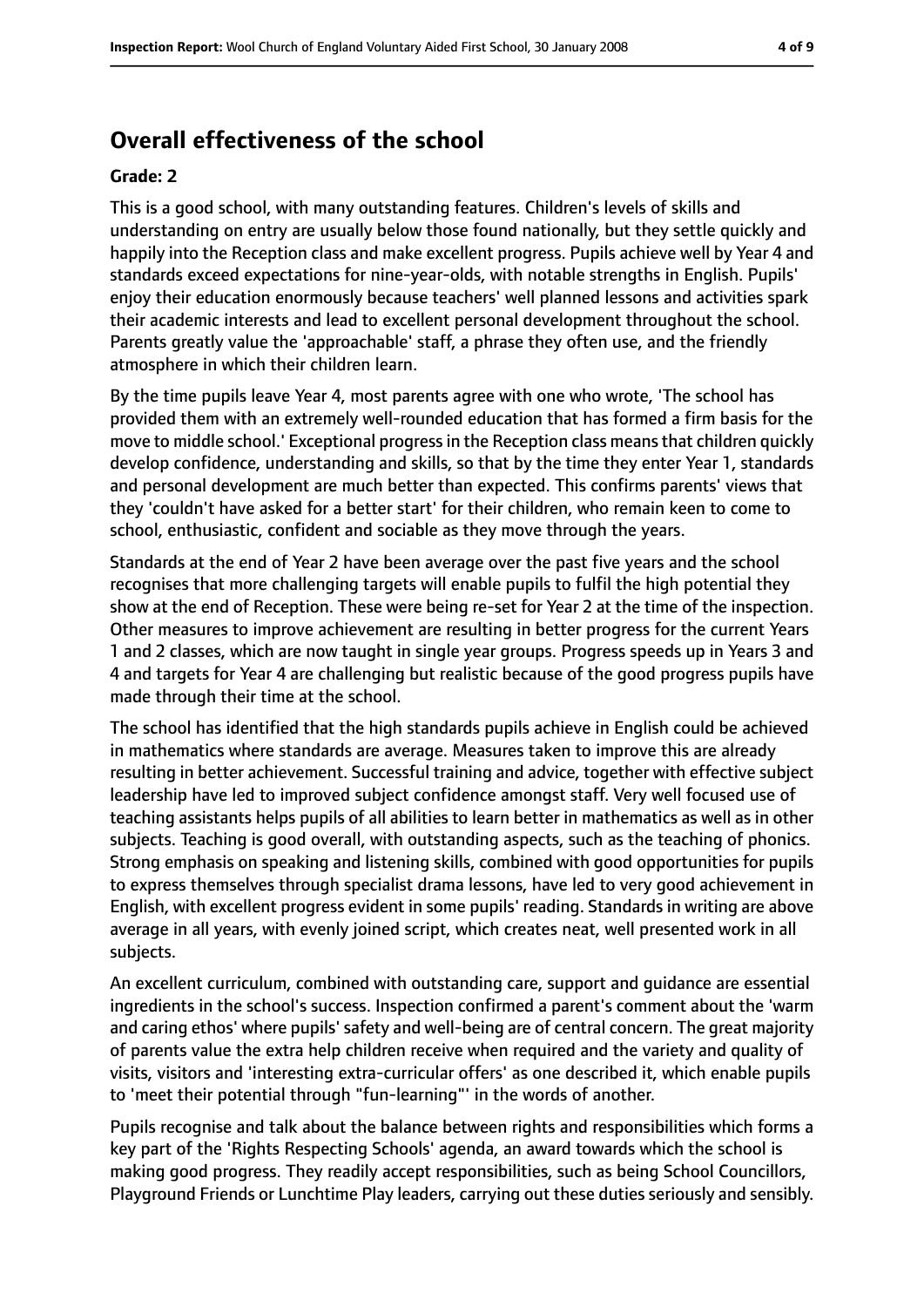## Overall effectiveness of the school

**Grade: 2**

This is a good school, with many outstanding features. Children's levels of skills and understanding on entry are usually below those found nationally, but they settle quickly and happily into the Reception class and make excellent progress. Pupils achieve well by Year 4 and standards exceed expectations for nine-year-olds, with notable strengths in English. Pupils' enjoy their education enormously because teachers' well planned lessons and activities spark their academic interests and lead to excellent personal development throughout the school. Parents greatly value the 'approachable' staff, a phrase they often use, and the friendly atmosphere in which their children learn.

By the time pupils leave Year 4, most parents agree with one who wrote, 'The school has provided them with an extremely well-rounded education that has formed a firm basis for the move to middle school.' Exceptional progress in the Reception class means that children quickly develop confidence, understanding and skills, so that by the time they enter Year 1, standards and personal development are much better than expected. This confirms parents' views that they 'couldn't have asked for a better start' for their children, who remain keen to come to school, enthusiastic, confident and sociable as they move through the years.

Standards at the end of Year 2 have been average over the past five years and the school recognises that more challenging targets will enable pupils to fulfil the high potential they show at the end of Reception. These were being re-set for Year 2 at the time of the inspection. Other measures to improve achievement are resulting in better progress for the current Years 1 and 2 classes, which are now taught in single year groups. Progress speeds up in Years 3 and 4 and targets for Year 4 are challenging but realistic because of the good progress pupils have made through their time at the school.

The school has identified that the high standards pupils achieve in English could be achieved in mathematics where standards are average. Measures taken to improve this are already resulting in better achievement. Successful training and advice, together with effective subject leadership have led to improved subject confidence amongst staff. Very well focused use of teaching assistants helps pupils of all abilities to learn better in mathematics as well as in other subjects. Teaching is good overall, with outstanding aspects, such as the teaching of phonics. Strong emphasis on speaking and listening skills, combined with good opportunities for pupils to express themselves through specialist drama lessons, have led to very good achievement in English, with excellent progress evident in some pupils' reading. Standards in writing are above average in all years, with evenly joined script, which creates neat, well presented work in all subjects.

An excellent curriculum, combined with outstanding care, support and guidance are essential ingredients in the school's success. Inspection confirmed a parent's comment about the 'warm and caring ethos' where pupils' safety and well-being are of central concern. The great majority of parents value the extra help children receive when required and the variety and quality of visits, visitors and 'interesting extra-curricular offers' as one described it, which enable pupils to 'meet their potential through "fun-learning"' in the words of another.

Pupils recognise and talk about the balance between rights and responsibilities which forms a key part of the 'Rights Respecting Schools' agenda, an award towards which the school is making good progress. They readily accept responsibilities, such as being School Councillors, Playground Friends or Lunchtime Play leaders, carrying out these duties seriously and sensibly.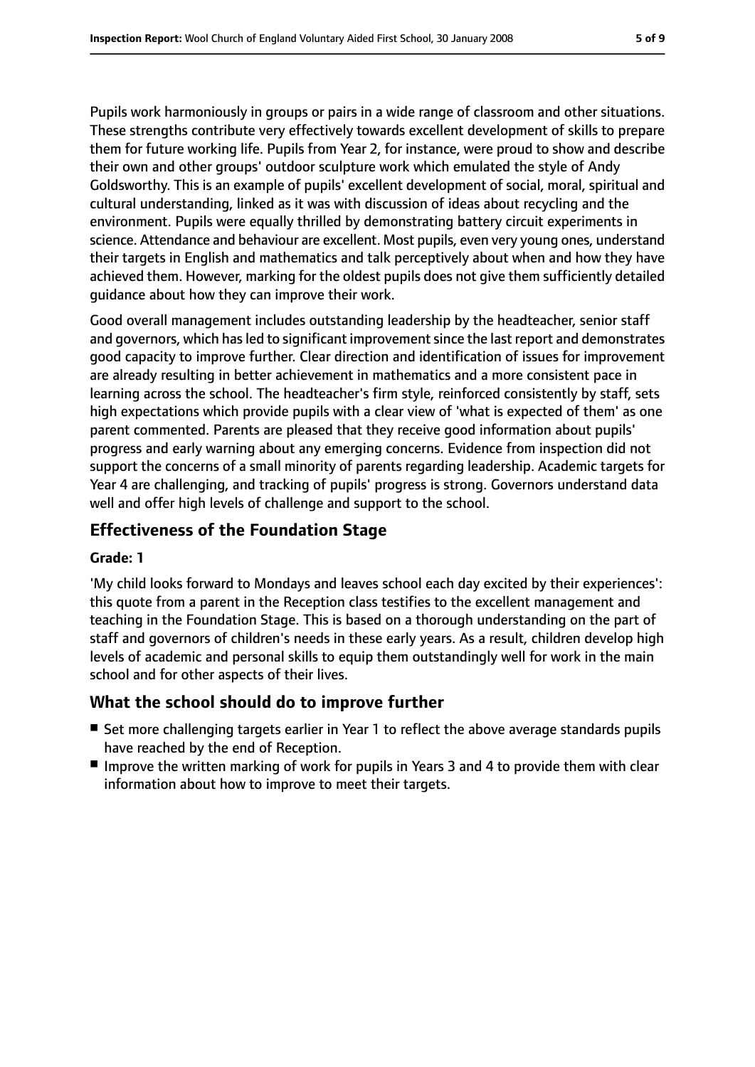Pupils work harmoniously in groups or pairs in a wide range of classroom and other situations. These strengths contribute very effectively towards excellent development of skills to prepare them for future working life. Pupils from Year 2, for instance, were proud to show and describe their own and other groups' outdoor sculpture work which emulated the style of Andy Goldsworthy. This is an example of pupils' excellent development of social, moral, spiritual and cultural understanding, linked as it was with discussion of ideas about recycling and the environment. Pupils were equally thrilled by demonstrating battery circuit experiments in science. Attendance and behaviour are excellent. Most pupils, even very young ones, understand their targets in English and mathematics and talk perceptively about when and how they have achieved them. However, marking for the oldest pupils does not give them sufficiently detailed guidance about how they can improve their work.

Good overall management includes outstanding leadership by the headteacher, senior staff and governors, which has led to significant improvement since the last report and demonstrates good capacity to improve further. Clear direction and identification of issues for improvement are already resulting in better achievement in mathematics and a more consistent pace in learning across the school. The headteacher's firm style, reinforced consistently by staff, sets high expectations which provide pupils with a clear view of 'what is expected of them' as one parent commented. Parents are pleased that they receive good information about pupils' progress and early warning about any emerging concerns. Evidence from inspection did not support the concerns of a small minority of parents regarding leadership. Academic targets for Year 4 are challenging, and tracking of pupils' progress is strong. Governors understand data well and offer high levels of challenge and support to the school.

## Effectiveness of the Foundation Stage

**Grade: 1**

'My child looks forward to Mondays and leaves school each day excited by their experiences': this quote from a parent in the Reception class testifies to the excellent management and teaching in the Foundation Stage. This is based on a thorough understanding on the part of staff and governors of children's needs in these early years. As a result, children develop high levels of academic and personal skills to equip them outstandingly well for work in the main school and for other aspects of their lives.

## What the school should do to improve further

- Set more challenging targets earlier in Year 1 to reflect the above average standards pupils have reached by the end of Reception.
- Improve the written marking of work for pupils in Years 3 and 4 to provide them with clear information about how to improve to meet their targets.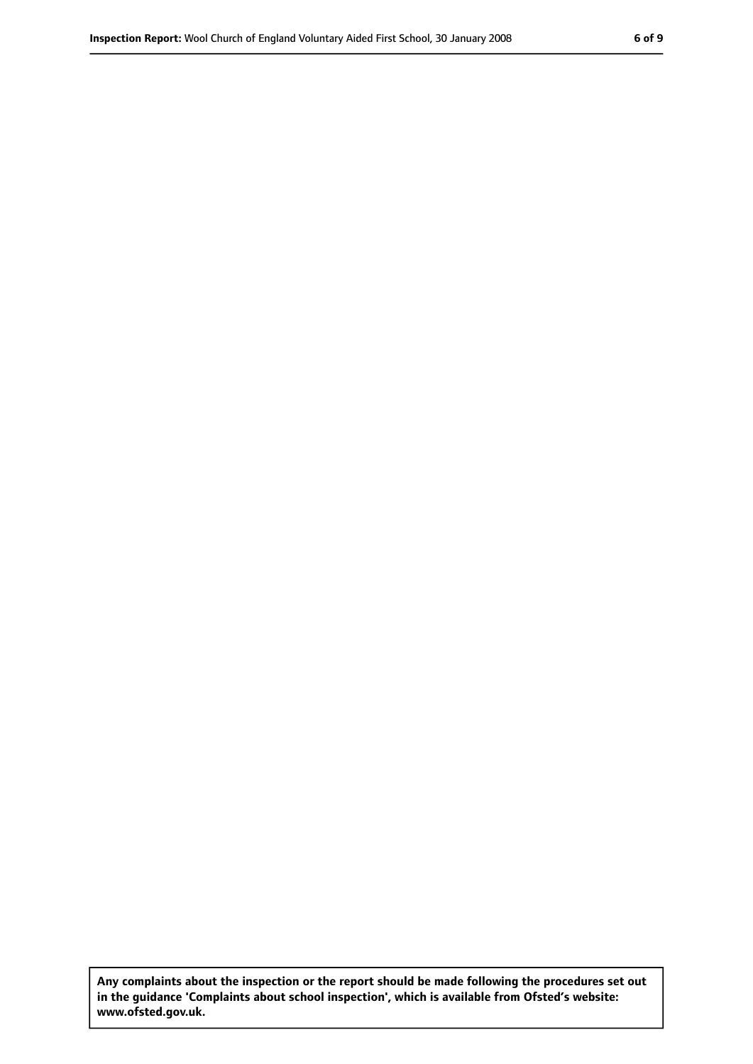**Any complaints about the inspection or the report should be made following the procedures set out in the guidance 'Complaints about school inspection', which is available from Ofsted's website: www.ofsted.gov.uk.**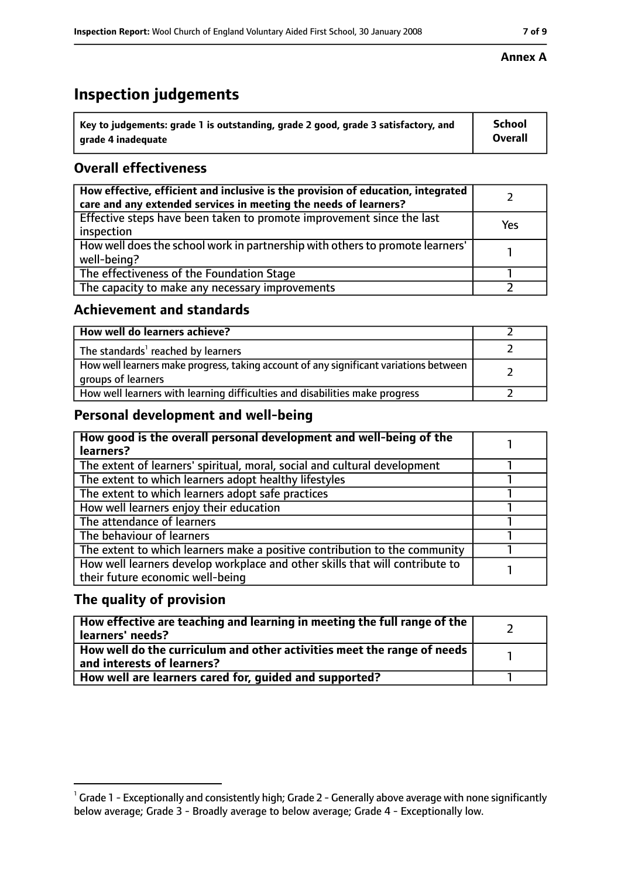**Annex A**

# Inspection judgements

| Key to judgements: grade 1 is outstanding, grade 2 good, grade 3 satisfactory, and grade 4 inadequate | School Overall |
| --- | --- |

## Overall effectiveness

| | |
| --- | --- |
| How effective, efficient and inclusive is the provision of education, integrated care and any extended services in meeting the needs of learners? | 2 |
| Effective steps have been taken to promote improvement since the last inspection | Yes |
| How well does the school work in partnership with others to promote learners' well-being? | 1 |
| The effectiveness of the Foundation Stage | 1 |
| The capacity to make any necessary improvements | 2 |

## Achievement and standards

| | |
| --- | --- |
| How well do learners achieve? | 2 |
| The standards[1] reached by learners | 2 |
| How well learners make progress, taking account of any significant variations between groups of learners | 2 |
| How well learners with learning difficulties and disabilities make progress | 2 |

## Personal development and well-being

| | |
| --- | --- |
| How good is the overall personal development and well-being of the learners? | 1 |
| The extent of learners' spiritual, moral, social and cultural development | 1 |
| The extent to which learners adopt healthy lifestyles | 1 |
| The extent to which learners adopt safe practices | 1 |
| How well learners enjoy their education | 1 |
| The attendance of learners | 1 |
| The behaviour of learners | 1 |
| The extent to which learners make a positive contribution to the community | 1 |
| How well learners develop workplace and other skills that will contribute to their future economic well-being | 1 |

## The quality of provision

| | |
| --- | --- |
| How effective are teaching and learning in meeting the full range of the learners' needs? | 2 |
| How well do the curriculum and other activities meet the range of needs and interests of learners? | 1 |
| How well are learners cared for, guided and supported? | 1 |

[1] Grade 1 - Exceptionally and consistently high; Grade 2 - Generally above average with none significantly below average; Grade 3 - Broadly average to below average; Grade 4 - Exceptionally low.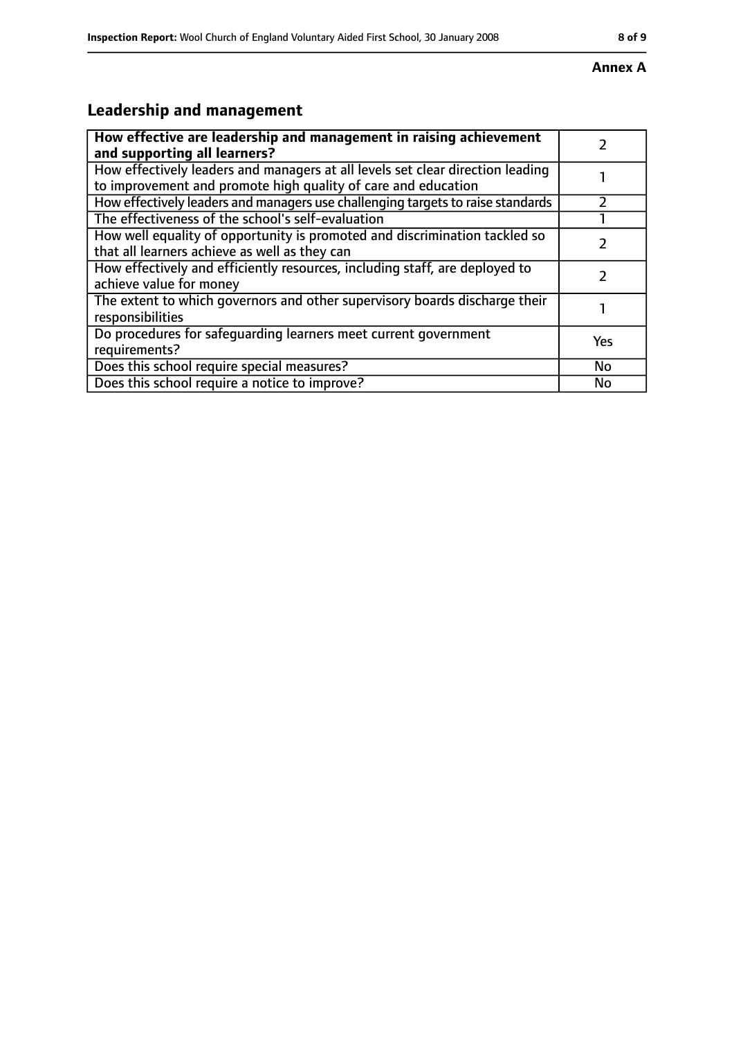**Annex A**

## Leadership and management

| How effective are leadership and management in raising achievement and supporting all learners? | 2 |
| --- | --- |
| How effectively leaders and managers at all levels set clear direction leading to improvement and promote high quality of care and education | 1 |
| How effectively leaders and managers use challenging targets to raise standards | 2 |
| The effectiveness of the school's self-evaluation | 1 |
| How well equality of opportunity is promoted and discrimination tackled so that all learners achieve as well as they can | 2 |
| How effectively and efficiently resources, including staff, are deployed to achieve value for money | 2 |
| The extent to which governors and other supervisory boards discharge their responsibilities | 1 |
| Do procedures for safeguarding learners meet current government requirements? | Yes |
| Does this school require special measures? | No |
| Does this school require a notice to improve? | No |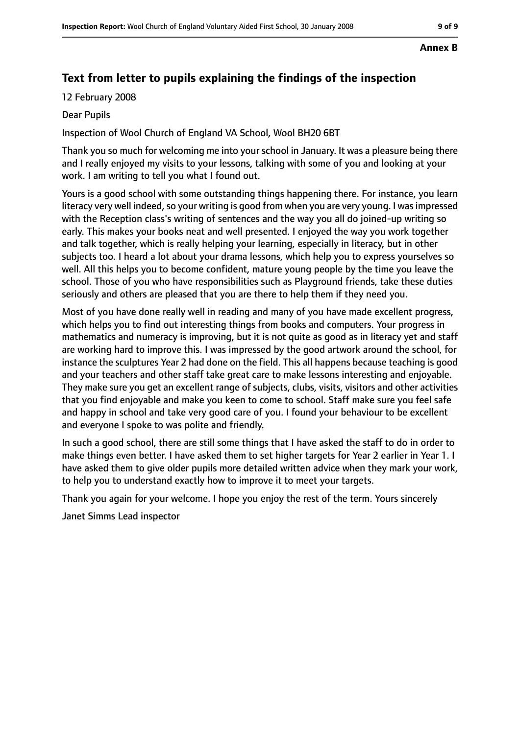**Annex B**

## Text from letter to pupils explaining the findings of the inspection

12 February 2008

Dear Pupils

Inspection of Wool Church of England VA School, Wool BH20 6BT

Thank you so much for welcoming me into your school in January. It was a pleasure being there and I really enjoyed my visits to your lessons, talking with some of you and looking at your work. I am writing to tell you what I found out.

Yours is a good school with some outstanding things happening there. For instance, you learn literacy very well indeed, so your writing is good from when you are very young. I was impressed with the Reception class's writing of sentences and the way you all do joined-up writing so early. This makes your books neat and well presented. I enjoyed the way you work together and talk together, which is really helping your learning, especially in literacy, but in other subjects too. I heard a lot about your drama lessons, which help you to express yourselves so well. All this helps you to become confident, mature young people by the time you leave the school. Those of you who have responsibilities such as Playground friends, take these duties seriously and others are pleased that you are there to help them if they need you.

Most of you have done really well in reading and many of you have made excellent progress, which helps you to find out interesting things from books and computers. Your progress in mathematics and numeracy is improving, but it is not quite as good as in literacy yet and staff are working hard to improve this. I was impressed by the good artwork around the school, for instance the sculptures Year 2 had done on the field. This all happens because teaching is good and your teachers and other staff take great care to make lessons interesting and enjoyable. They make sure you get an excellent range of subjects, clubs, visits, visitors and other activities that you find enjoyable and make you keen to come to school. Staff make sure you feel safe and happy in school and take very good care of you. I found your behaviour to be excellent and everyone I spoke to was polite and friendly.

In such a good school, there are still some things that I have asked the staff to do in order to make things even better. I have asked them to set higher targets for Year 2 earlier in Year 1. I have asked them to give older pupils more detailed written advice when they mark your work, to help you to understand exactly how to improve it to meet your targets.

Thank you again for your welcome. I hope you enjoy the rest of the term. Yours sincerely

Janet Simms Lead inspector